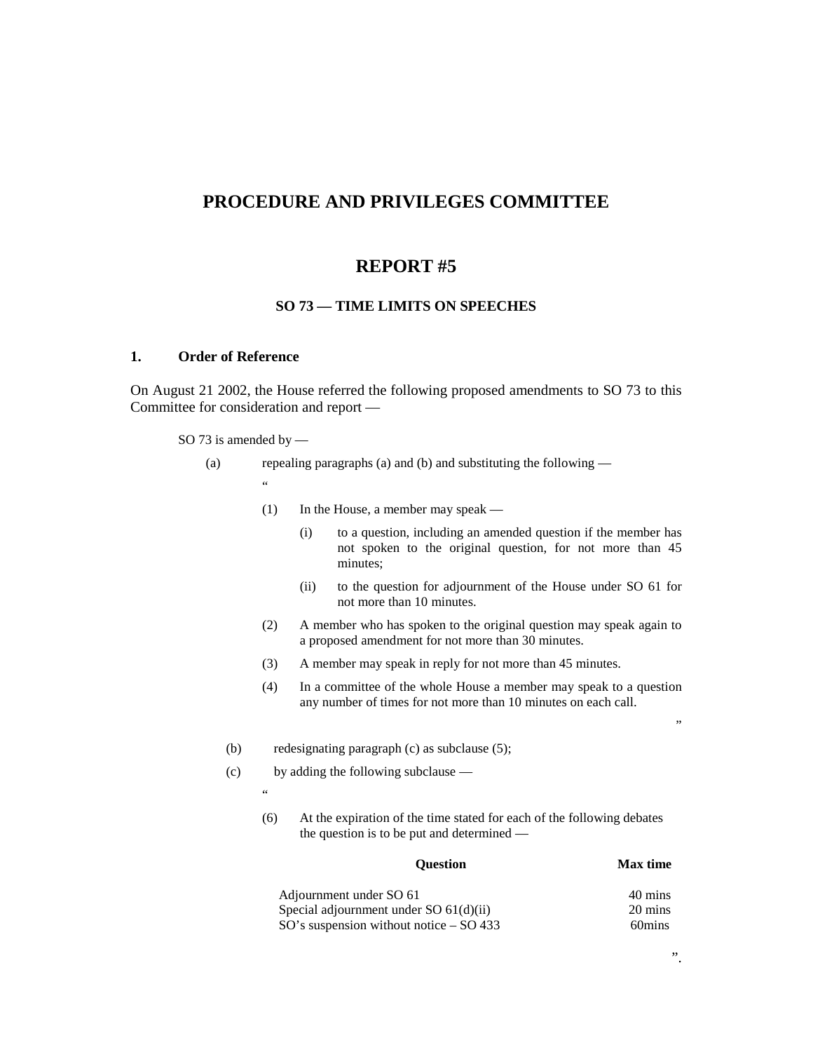# PROCEDURE AND PRIVILEGES COMMITTEE

## REPORT #5

### SO 73 — TIME LIMITS ON SPEECHES

### 1. Order of Reference

On August 21 2002, the House referred the following proposed amendments to SO 73 to this Committee for consideration and report —

SO 73 is amended by —

(a) repealing paragraphs (a) and (b) and substituting the following —

"

(1) In the House, a member may speak —

(i) to a question, including an amended question if the member has not spoken to the original question, for not more than 45 minutes;

(ii) to the question for adjournment of the House under SO 61 for not more than 10 minutes.

(2) A member who has spoken to the original question may speak again to a proposed amendment for not more than 30 minutes.

(3) A member may speak in reply for not more than 45 minutes.

(4) In a committee of the whole House a member may speak to a question any number of times for not more than 10 minutes on each call.

"

(b) redesignating paragraph (c) as subclause (5);

(c) by adding the following subclause —

"

(6) At the expiration of the time stated for each of the following debates the question is to be put and determined —

| Question | Max time |
|---|---|
| Adjournment under SO 61 | 40 mins |
| Special adjournment under SO 61(d)(ii) | 20 mins |
| SO's suspension without notice – SO 433 | 60mins |

".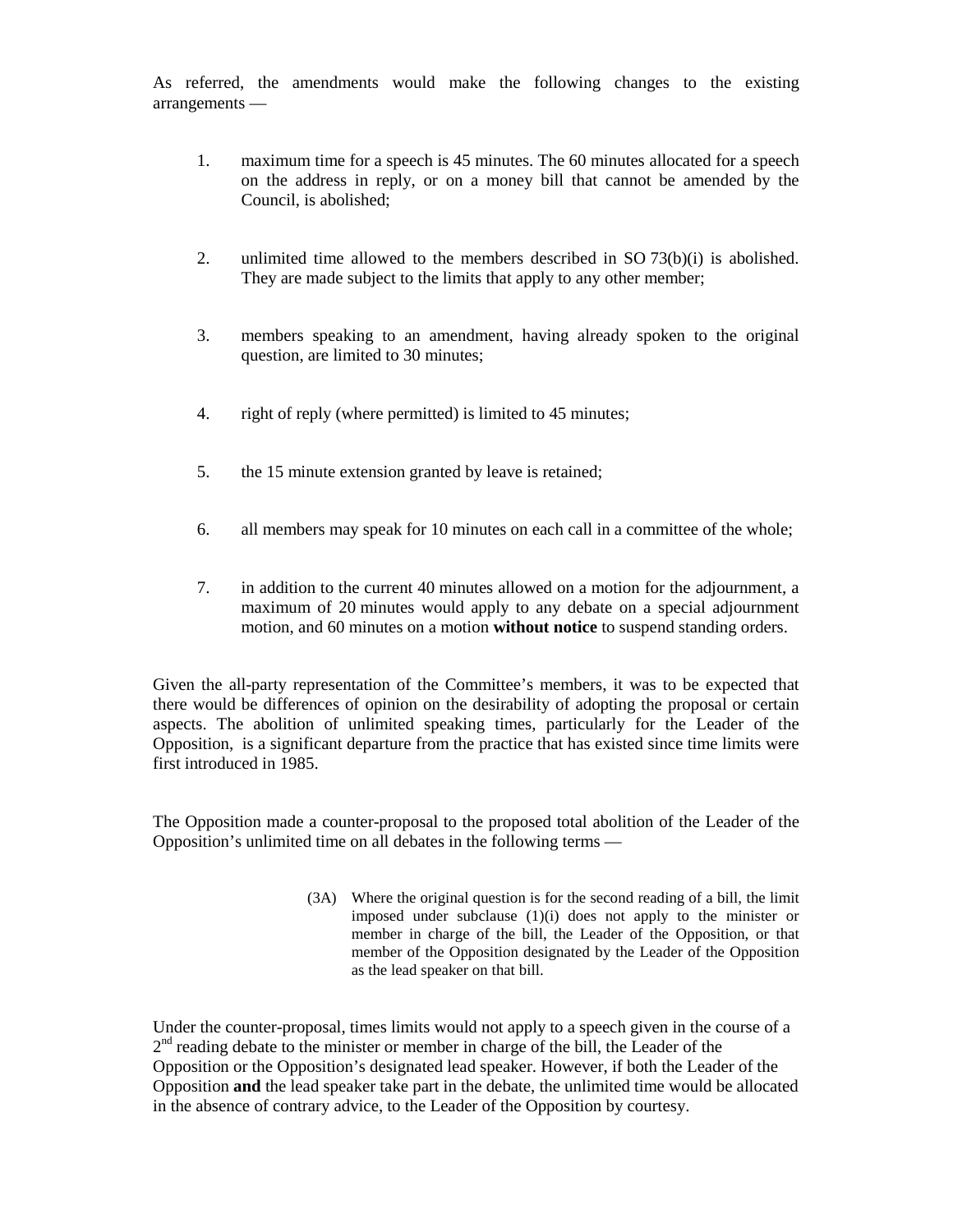As referred, the amendments would make the following changes to the existing arrangements —

1. maximum time for a speech is 45 minutes. The 60 minutes allocated for a speech on the address in reply, or on a money bill that cannot be amended by the Council, is abolished;

2. unlimited time allowed to the members described in SO 73(b)(i) is abolished. They are made subject to the limits that apply to any other member;

3. members speaking to an amendment, having already spoken to the original question, are limited to 30 minutes;

4. right of reply (where permitted) is limited to 45 minutes;

5. the 15 minute extension granted by leave is retained;

6. all members may speak for 10 minutes on each call in a committee of the whole;

7. in addition to the current 40 minutes allowed on a motion for the adjournment, a maximum of 20 minutes would apply to any debate on a special adjournment motion, and 60 minutes on a motion **without notice** to suspend standing orders.

Given the all-party representation of the Committee's members, it was to be expected that there would be differences of opinion on the desirability of adopting the proposal or certain aspects. The abolition of unlimited speaking times, particularly for the Leader of the Opposition, is a significant departure from the practice that has existed since time limits were first introduced in 1985.

The Opposition made a counter-proposal to the proposed total abolition of the Leader of the Opposition's unlimited time on all debates in the following terms —

> (3A) Where the original question is for the second reading of a bill, the limit imposed under subclause (1)(i) does not apply to the minister or member in charge of the bill, the Leader of the Opposition, or that member of the Opposition designated by the Leader of the Opposition as the lead speaker on that bill.

Under the counter-proposal, times limits would not apply to a speech given in the course of a 2nd reading debate to the minister or member in charge of the bill, the Leader of the Opposition or the Opposition's designated lead speaker. However, if both the Leader of the Opposition **and** the lead speaker take part in the debate, the unlimited time would be allocated in the absence of contrary advice, to the Leader of the Opposition by courtesy.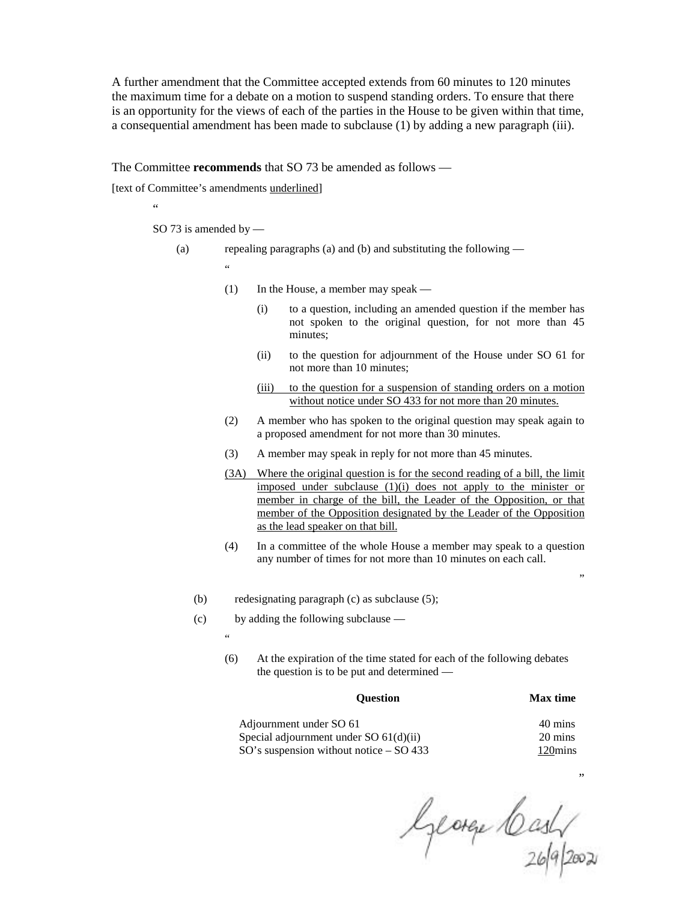A further amendment that the Committee accepted extends from 60 minutes to 120 minutes the maximum time for a debate on a motion to suspend standing orders. To ensure that there is an opportunity for the views of each of the parties in the House to be given within that time, a consequential amendment has been made to subclause (1) by adding a new paragraph (iii).

The Committee **recommends** that SO 73 be amended as follows —

[text of Committee's amendments <u>underlined</u>]

"

SO 73 is amended by —

(a) repealing paragraphs (a) and (b) and substituting the following —

"

(1) In the House, a member may speak —

(i) to a question, including an amended question if the member has not spoken to the original question, for not more than 45 minutes;

(ii) to the question for adjournment of the House under SO 61 for not more than 10 minutes;

<u>(iii) to the question for a suspension of standing orders on a motion without notice under SO 433 for not more than 20 minutes.</u>

(2) A member who has spoken to the original question may speak again to a proposed amendment for not more than 30 minutes.

(3) A member may speak in reply for not more than 45 minutes.

<u>(3A) Where the original question is for the second reading of a bill, the limit imposed under subclause (1)(i) does not apply to the minister or member in charge of the bill, the Leader of the Opposition, or that member of the Opposition designated by the Leader of the Opposition as the lead speaker on that bill.</u>

(4) In a committee of the whole House a member may speak to a question any number of times for not more than 10 minutes on each call.

"

(b) redesignating paragraph (c) as subclause (5);

(c) by adding the following subclause —

"

(6) At the expiration of the time stated for each of the following debates the question is to be put and determined —

| Question | Max time |
| --- | --- |
| Adjournment under SO 61 | 40 mins |
| Special adjournment under SO 61(d)(ii) | 20 mins |
| SO's suspension without notice – SO 433 | <u>120</u>mins |

"

George Cash
26/9/2002